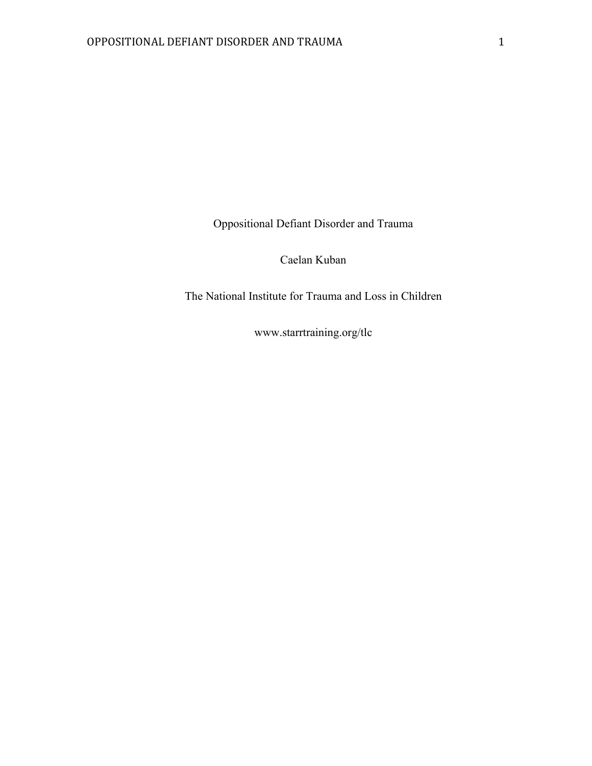# Oppositional Defiant Disorder and Trauma

Caelan Kuban

The National Institute for Trauma and Loss in Children

www.starrtraining.org/tlc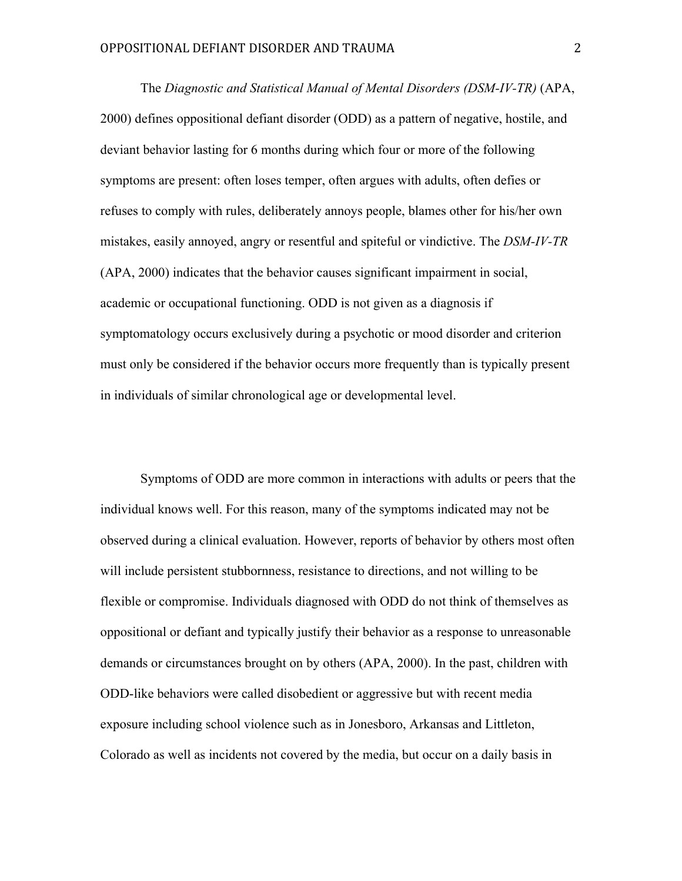The *Diagnostic and Statistical Manual of Mental Disorders (DSM-IV-TR)* (APA, 2000) defines oppositional defiant disorder (ODD) as a pattern of negative, hostile, and deviant behavior lasting for 6 months during which four or more of the following symptoms are present: often loses temper, often argues with adults, often defies or refuses to comply with rules, deliberately annoys people, blames other for his/her own mistakes, easily annoyed, angry or resentful and spiteful or vindictive. The *DSM-IV-TR* (APA, 2000) indicates that the behavior causes significant impairment in social, academic or occupational functioning. ODD is not given as a diagnosis if symptomatology occurs exclusively during a psychotic or mood disorder and criterion must only be considered if the behavior occurs more frequently than is typically present in individuals of similar chronological age or developmental level.

Symptoms of ODD are more common in interactions with adults or peers that the individual knows well. For this reason, many of the symptoms indicated may not be observed during a clinical evaluation. However, reports of behavior by others most often will include persistent stubbornness, resistance to directions, and not willing to be flexible or compromise. Individuals diagnosed with ODD do not think of themselves as oppositional or defiant and typically justify their behavior as a response to unreasonable demands or circumstances brought on by others (APA, 2000). In the past, children with ODD-like behaviors were called disobedient or aggressive but with recent media exposure including school violence such as in Jonesboro, Arkansas and Littleton, Colorado as well as incidents not covered by the media, but occur on a daily basis in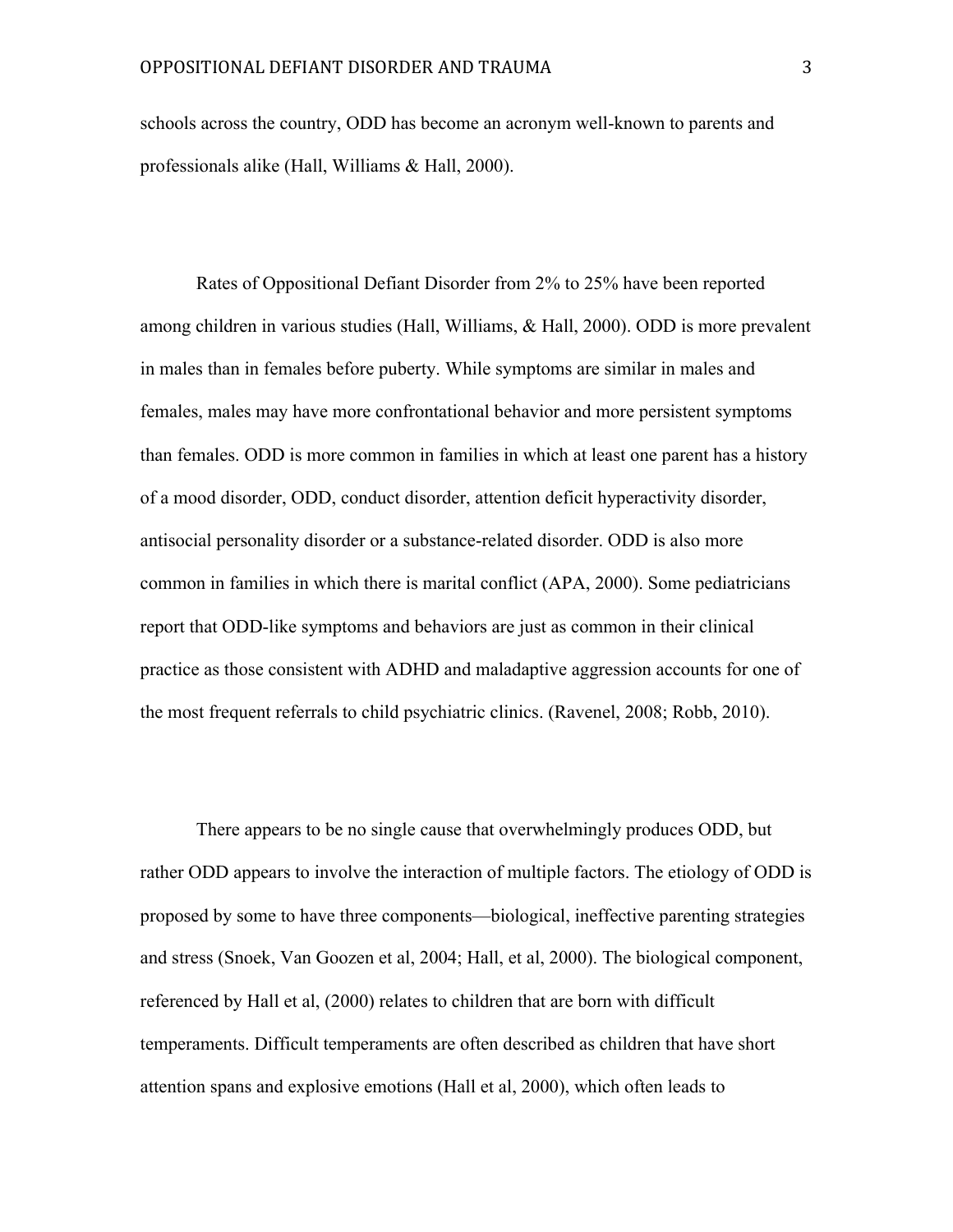schools across the country, ODD has become an acronym well-known to parents and professionals alike (Hall, Williams & Hall, 2000).

Rates of Oppositional Defiant Disorder from 2% to 25% have been reported among children in various studies (Hall, Williams, & Hall, 2000). ODD is more prevalent in males than in females before puberty. While symptoms are similar in males and females, males may have more confrontational behavior and more persistent symptoms than females. ODD is more common in families in which at least one parent has a history of a mood disorder, ODD, conduct disorder, attention deficit hyperactivity disorder, antisocial personality disorder or a substance-related disorder. ODD is also more common in families in which there is marital conflict (APA, 2000). Some pediatricians report that ODD-like symptoms and behaviors are just as common in their clinical practice as those consistent with ADHD and maladaptive aggression accounts for one of the most frequent referrals to child psychiatric clinics. (Ravenel, 2008; Robb, 2010).

There appears to be no single cause that overwhelmingly produces ODD, but rather ODD appears to involve the interaction of multiple factors. The etiology of ODD is proposed by some to have three components—biological, ineffective parenting strategies and stress (Snoek, Van Goozen et al, 2004; Hall, et al, 2000). The biological component, referenced by Hall et al, (2000) relates to children that are born with difficult temperaments. Difficult temperaments are often described as children that have short attention spans and explosive emotions (Hall et al, 2000), which often leads to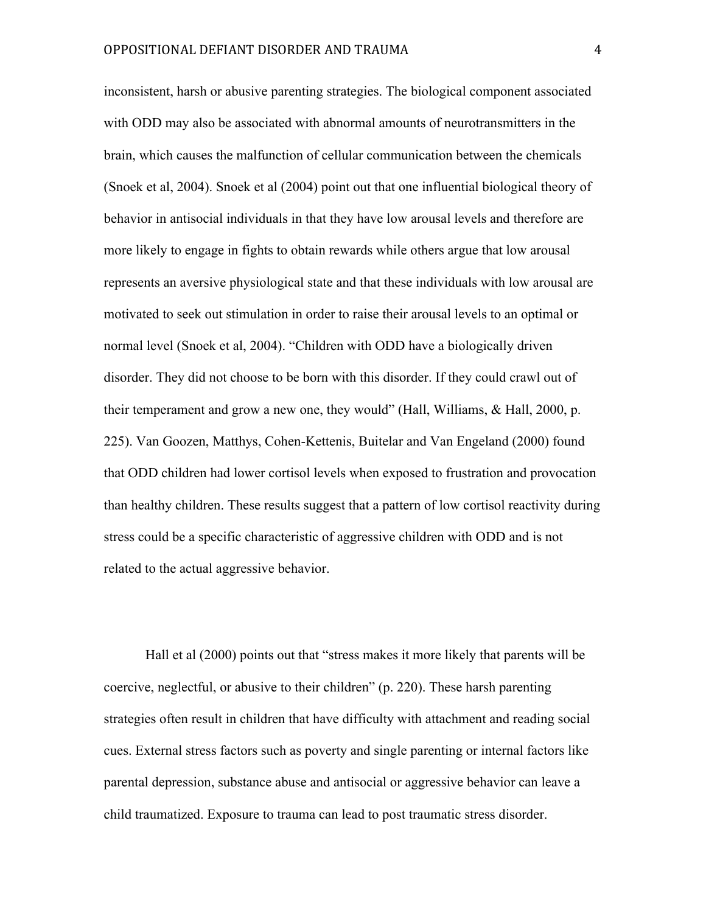inconsistent, harsh or abusive parenting strategies. The biological component associated with ODD may also be associated with abnormal amounts of neurotransmitters in the brain, which causes the malfunction of cellular communication between the chemicals (Snoek et al, 2004). Snoek et al (2004) point out that one influential biological theory of behavior in antisocial individuals in that they have low arousal levels and therefore are more likely to engage in fights to obtain rewards while others argue that low arousal represents an aversive physiological state and that these individuals with low arousal are motivated to seek out stimulation in order to raise their arousal levels to an optimal or normal level (Snoek et al, 2004). “Children with ODD have a biologically driven disorder. They did not choose to be born with this disorder. If they could crawl out of their temperament and grow a new one, they would” (Hall, Williams, & Hall, 2000, p. 225). Van Goozen, Matthys, Cohen-Kettenis, Buitelar and Van Engeland (2000) found that ODD children had lower cortisol levels when exposed to frustration and provocation than healthy children. These results suggest that a pattern of low cortisol reactivity during stress could be a specific characteristic of aggressive children with ODD and is not related to the actual aggressive behavior.

Hall et al (2000) points out that “stress makes it more likely that parents will be coercive, neglectful, or abusive to their children” (p. 220). These harsh parenting strategies often result in children that have difficulty with attachment and reading social cues. External stress factors such as poverty and single parenting or internal factors like parental depression, substance abuse and antisocial or aggressive behavior can leave a child traumatized. Exposure to trauma can lead to post traumatic stress disorder.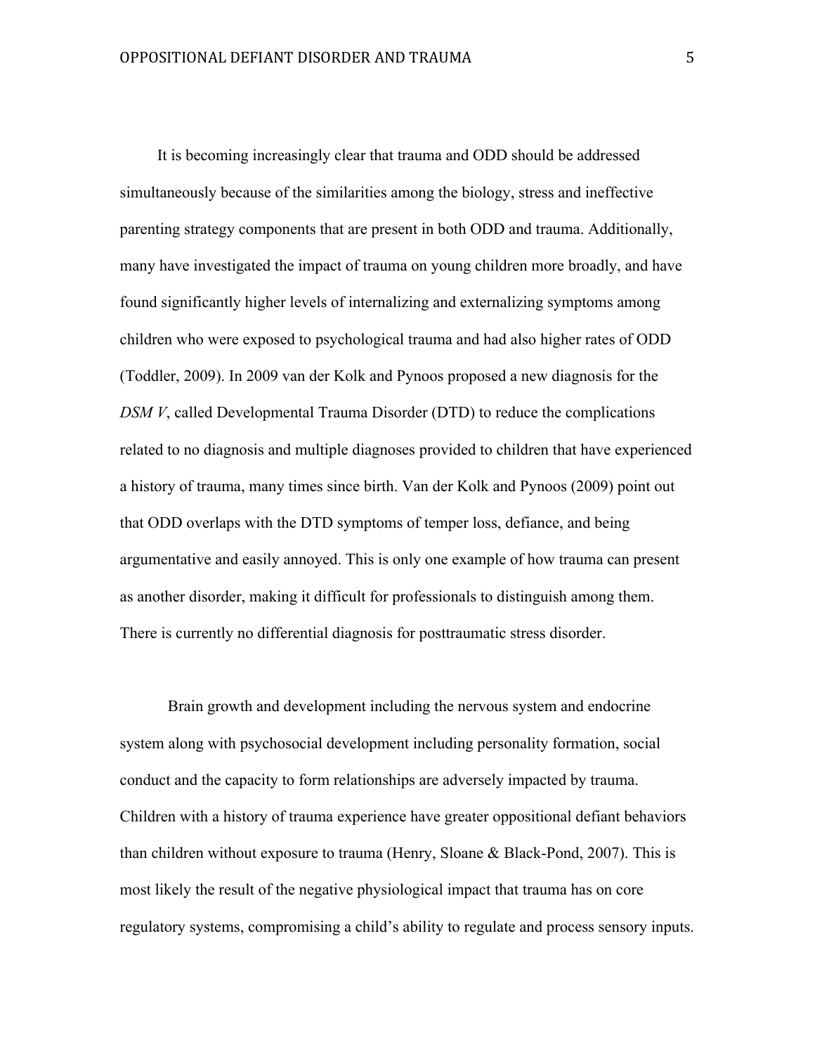It is becoming increasingly clear that trauma and ODD should be addressed simultaneously because of the similarities among the biology, stress and ineffective parenting strategy components that are present in both ODD and trauma. Additionally, many have investigated the impact of trauma on young children more broadly, and have found significantly higher levels of internalizing and externalizing symptoms among children who were exposed to psychological trauma and had also higher rates of ODD (Toddler, 2009). In 2009 van der Kolk and Pynoos proposed a new diagnosis for the *DSM V*, called Developmental Trauma Disorder (DTD) to reduce the complications related to no diagnosis and multiple diagnoses provided to children that have experienced a history of trauma, many times since birth. Van der Kolk and Pynoos (2009) point out that ODD overlaps with the DTD symptoms of temper loss, defiance, and being argumentative and easily annoyed. This is only one example of how trauma can present as another disorder, making it difficult for professionals to distinguish among them. There is currently no differential diagnosis for posttraumatic stress disorder.

Brain growth and development including the nervous system and endocrine system along with psychosocial development including personality formation, social conduct and the capacity to form relationships are adversely impacted by trauma. Children with a history of trauma experience have greater oppositional defiant behaviors than children without exposure to trauma (Henry, Sloane & Black-Pond, 2007). This is most likely the result of the negative physiological impact that trauma has on core regulatory systems, compromising a child's ability to regulate and process sensory inputs.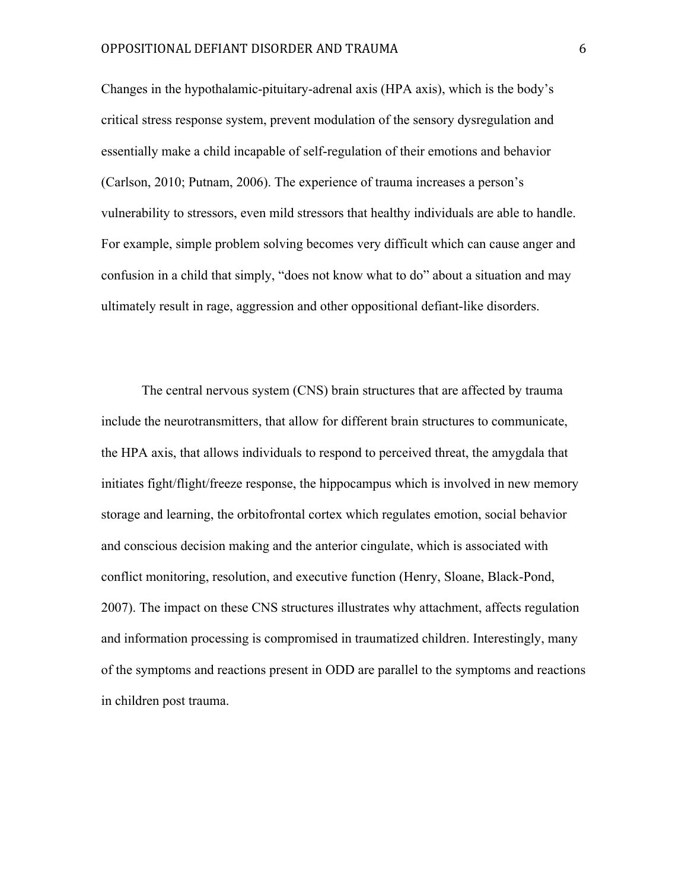Changes in the hypothalamic-pituitary-adrenal axis (HPA axis), which is the body's critical stress response system, prevent modulation of the sensory dysregulation and essentially make a child incapable of self-regulation of their emotions and behavior (Carlson, 2010; Putnam, 2006). The experience of trauma increases a person's vulnerability to stressors, even mild stressors that healthy individuals are able to handle. For example, simple problem solving becomes very difficult which can cause anger and confusion in a child that simply, "does not know what to do" about a situation and may ultimately result in rage, aggression and other oppositional defiant-like disorders.

The central nervous system (CNS) brain structures that are affected by trauma include the neurotransmitters, that allow for different brain structures to communicate, the HPA axis, that allows individuals to respond to perceived threat, the amygdala that initiates fight/flight/freeze response, the hippocampus which is involved in new memory storage and learning, the orbitofrontal cortex which regulates emotion, social behavior and conscious decision making and the anterior cingulate, which is associated with conflict monitoring, resolution, and executive function (Henry, Sloane, Black-Pond, 2007). The impact on these CNS structures illustrates why attachment, affects regulation and information processing is compromised in traumatized children. Interestingly, many of the symptoms and reactions present in ODD are parallel to the symptoms and reactions in children post trauma.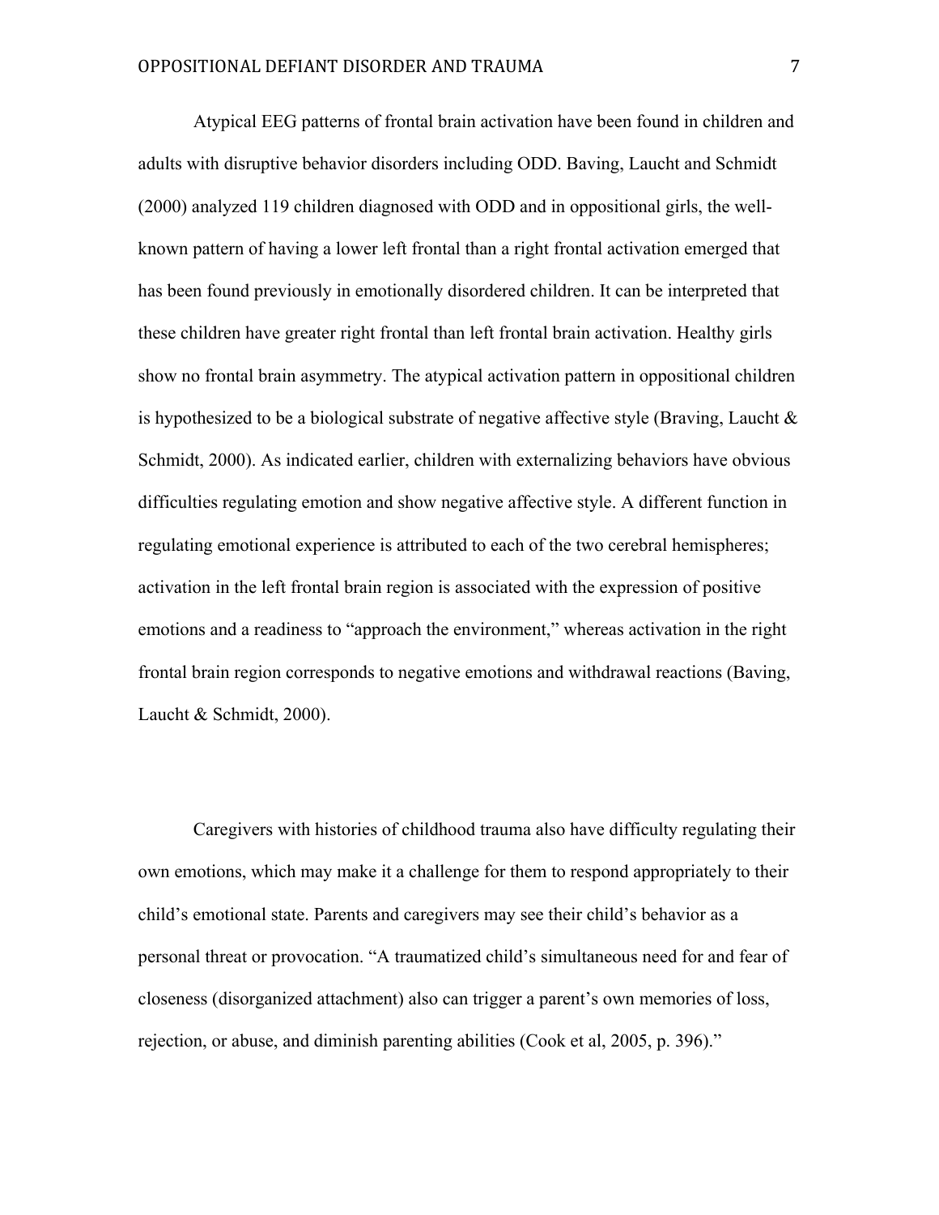Atypical EEG patterns of frontal brain activation have been found in children and adults with disruptive behavior disorders including ODD. Baving, Laucht and Schmidt (2000) analyzed 119 children diagnosed with ODD and in oppositional girls, the well-known pattern of having a lower left frontal than a right frontal activation emerged that has been found previously in emotionally disordered children. It can be interpreted that these children have greater right frontal than left frontal brain activation. Healthy girls show no frontal brain asymmetry. The atypical activation pattern in oppositional children is hypothesized to be a biological substrate of negative affective style (Braving, Laucht & Schmidt, 2000). As indicated earlier, children with externalizing behaviors have obvious difficulties regulating emotion and show negative affective style. A different function in regulating emotional experience is attributed to each of the two cerebral hemispheres; activation in the left frontal brain region is associated with the expression of positive emotions and a readiness to "approach the environment," whereas activation in the right frontal brain region corresponds to negative emotions and withdrawal reactions (Baving, Laucht & Schmidt, 2000).

Caregivers with histories of childhood trauma also have difficulty regulating their own emotions, which may make it a challenge for them to respond appropriately to their child's emotional state. Parents and caregivers may see their child's behavior as a personal threat or provocation. "A traumatized child's simultaneous need for and fear of closeness (disorganized attachment) also can trigger a parent's own memories of loss, rejection, or abuse, and diminish parenting abilities (Cook et al, 2005, p. 396)."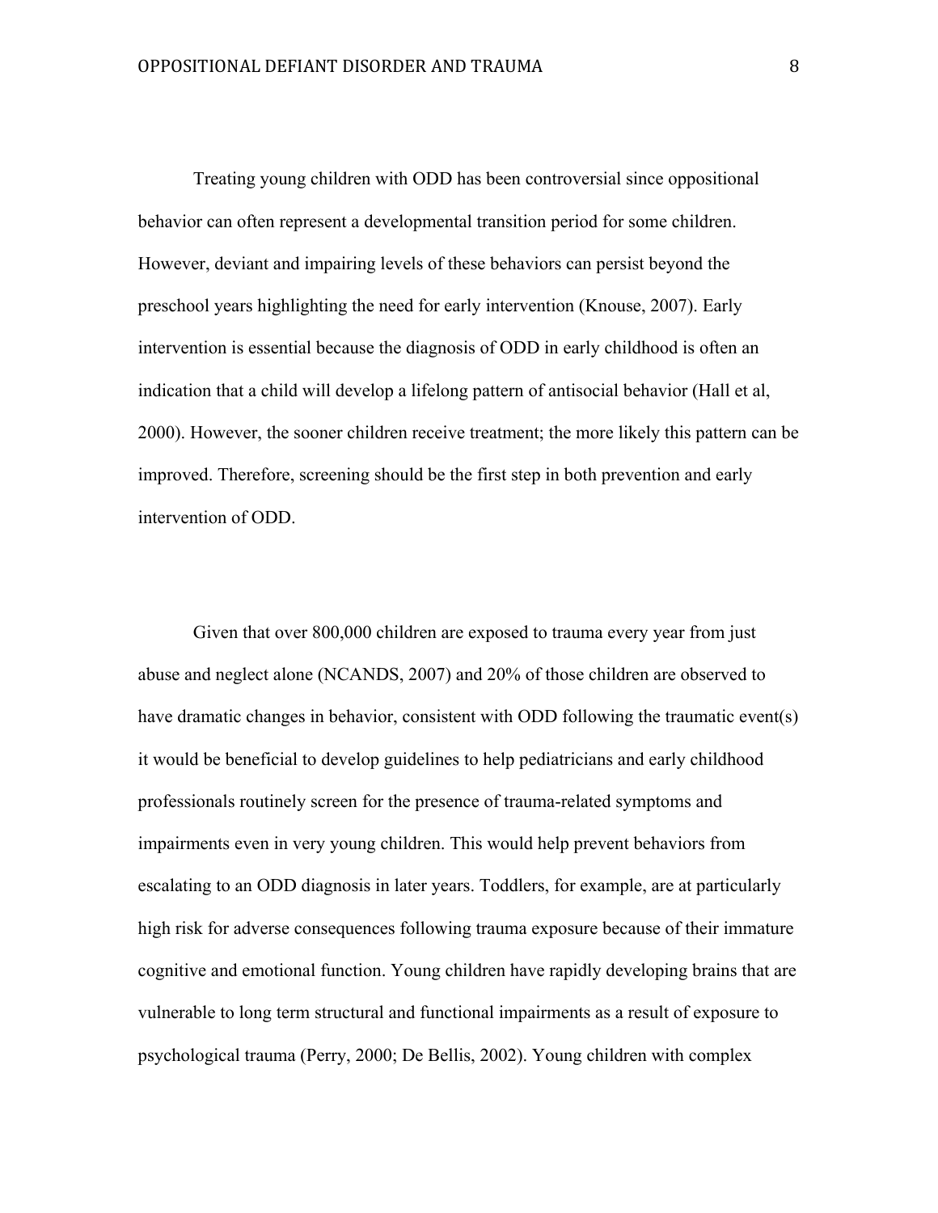Treating young children with ODD has been controversial since oppositional behavior can often represent a developmental transition period for some children. However, deviant and impairing levels of these behaviors can persist beyond the preschool years highlighting the need for early intervention (Knouse, 2007). Early intervention is essential because the diagnosis of ODD in early childhood is often an indication that a child will develop a lifelong pattern of antisocial behavior (Hall et al, 2000). However, the sooner children receive treatment; the more likely this pattern can be improved. Therefore, screening should be the first step in both prevention and early intervention of ODD.

Given that over 800,000 children are exposed to trauma every year from just abuse and neglect alone (NCANDS, 2007) and 20% of those children are observed to have dramatic changes in behavior, consistent with ODD following the traumatic event(s) it would be beneficial to develop guidelines to help pediatricians and early childhood professionals routinely screen for the presence of trauma-related symptoms and impairments even in very young children. This would help prevent behaviors from escalating to an ODD diagnosis in later years. Toddlers, for example, are at particularly high risk for adverse consequences following trauma exposure because of their immature cognitive and emotional function. Young children have rapidly developing brains that are vulnerable to long term structural and functional impairments as a result of exposure to psychological trauma (Perry, 2000; De Bellis, 2002). Young children with complex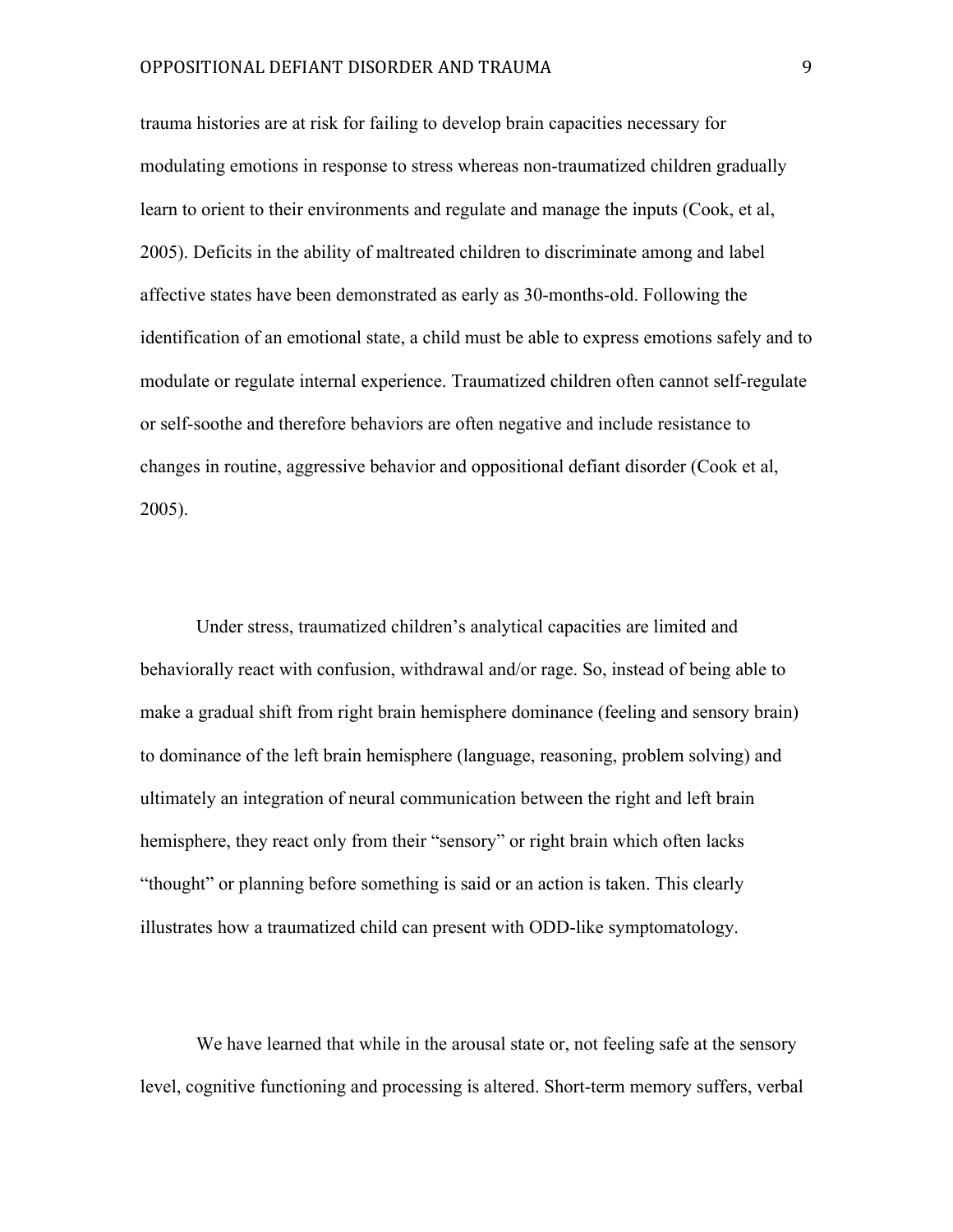trauma histories are at risk for failing to develop brain capacities necessary for modulating emotions in response to stress whereas non-traumatized children gradually learn to orient to their environments and regulate and manage the inputs (Cook, et al, 2005). Deficits in the ability of maltreated children to discriminate among and label affective states have been demonstrated as early as 30-months-old. Following the identification of an emotional state, a child must be able to express emotions safely and to modulate or regulate internal experience. Traumatized children often cannot self-regulate or self-soothe and therefore behaviors are often negative and include resistance to changes in routine, aggressive behavior and oppositional defiant disorder (Cook et al, 2005).

Under stress, traumatized children's analytical capacities are limited and behaviorally react with confusion, withdrawal and/or rage. So, instead of being able to make a gradual shift from right brain hemisphere dominance (feeling and sensory brain) to dominance of the left brain hemisphere (language, reasoning, problem solving) and ultimately an integration of neural communication between the right and left brain hemisphere, they react only from their "sensory" or right brain which often lacks "thought" or planning before something is said or an action is taken. This clearly illustrates how a traumatized child can present with ODD-like symptomatology.

We have learned that while in the arousal state or, not feeling safe at the sensory level, cognitive functioning and processing is altered. Short-term memory suffers, verbal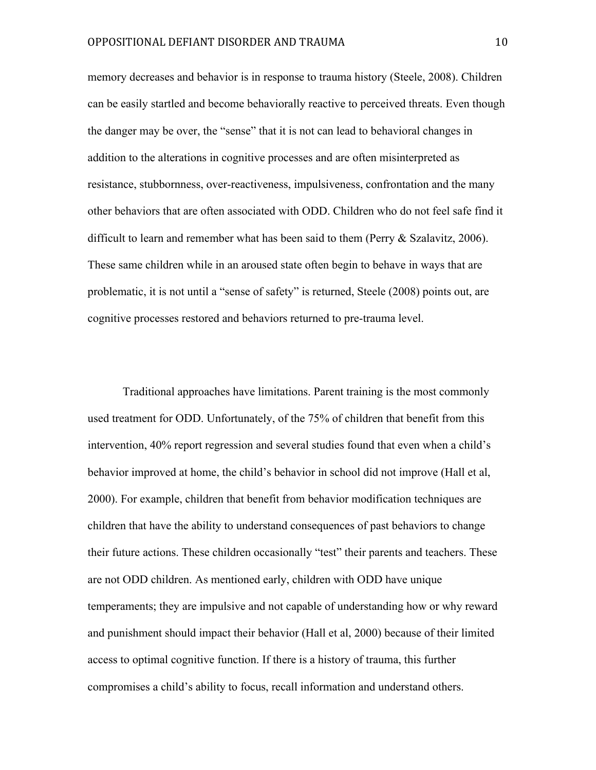memory decreases and behavior is in response to trauma history (Steele, 2008). Children can be easily startled and become behaviorally reactive to perceived threats. Even though the danger may be over, the "sense" that it is not can lead to behavioral changes in addition to the alterations in cognitive processes and are often misinterpreted as resistance, stubbornness, over-reactiveness, impulsiveness, confrontation and the many other behaviors that are often associated with ODD. Children who do not feel safe find it difficult to learn and remember what has been said to them (Perry & Szalavitz, 2006). These same children while in an aroused state often begin to behave in ways that are problematic, it is not until a "sense of safety" is returned, Steele (2008) points out, are cognitive processes restored and behaviors returned to pre-trauma level.

Traditional approaches have limitations. Parent training is the most commonly used treatment for ODD. Unfortunately, of the 75% of children that benefit from this intervention, 40% report regression and several studies found that even when a child's behavior improved at home, the child's behavior in school did not improve (Hall et al, 2000). For example, children that benefit from behavior modification techniques are children that have the ability to understand consequences of past behaviors to change their future actions. These children occasionally "test" their parents and teachers. These are not ODD children. As mentioned early, children with ODD have unique temperaments; they are impulsive and not capable of understanding how or why reward and punishment should impact their behavior (Hall et al, 2000) because of their limited access to optimal cognitive function. If there is a history of trauma, this further compromises a child's ability to focus, recall information and understand others.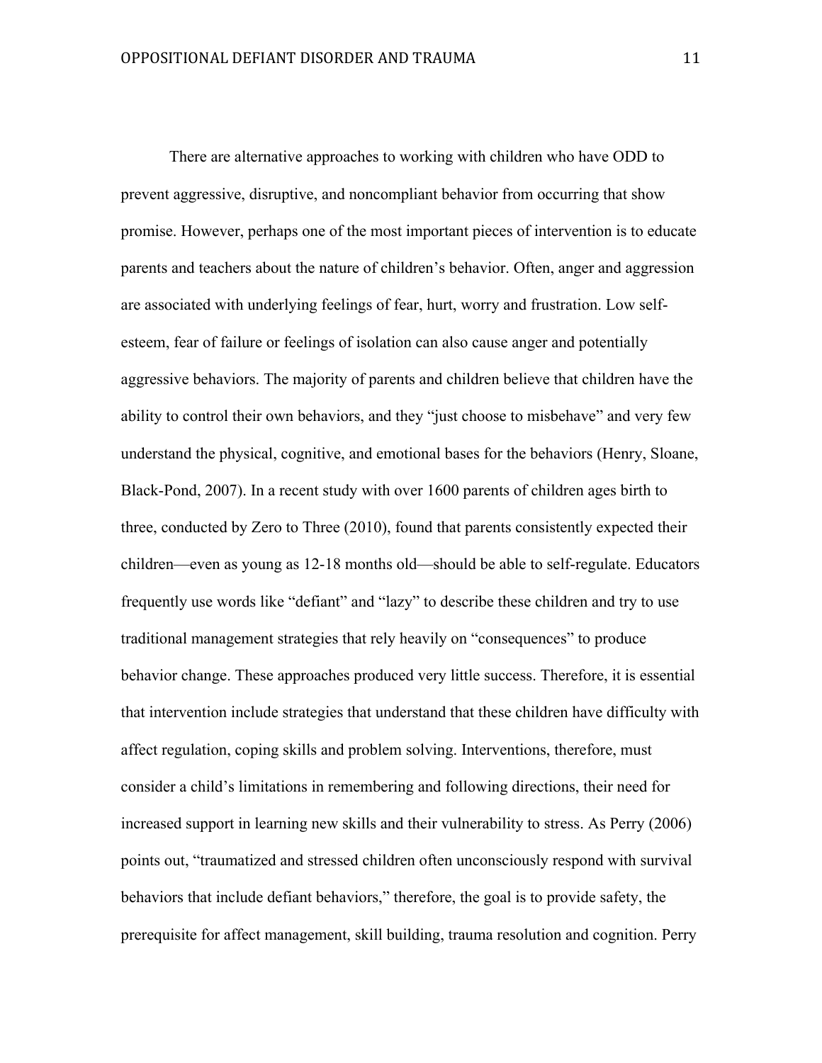There are alternative approaches to working with children who have ODD to prevent aggressive, disruptive, and noncompliant behavior from occurring that show promise. However, perhaps one of the most important pieces of intervention is to educate parents and teachers about the nature of children's behavior. Often, anger and aggression are associated with underlying feelings of fear, hurt, worry and frustration. Low self-esteem, fear of failure or feelings of isolation can also cause anger and potentially aggressive behaviors. The majority of parents and children believe that children have the ability to control their own behaviors, and they "just choose to misbehave" and very few understand the physical, cognitive, and emotional bases for the behaviors (Henry, Sloane, Black-Pond, 2007). In a recent study with over 1600 parents of children ages birth to three, conducted by Zero to Three (2010), found that parents consistently expected their children—even as young as 12-18 months old—should be able to self-regulate. Educators frequently use words like "defiant" and "lazy" to describe these children and try to use traditional management strategies that rely heavily on "consequences" to produce behavior change. These approaches produced very little success. Therefore, it is essential that intervention include strategies that understand that these children have difficulty with affect regulation, coping skills and problem solving. Interventions, therefore, must consider a child's limitations in remembering and following directions, their need for increased support in learning new skills and their vulnerability to stress. As Perry (2006) points out, "traumatized and stressed children often unconsciously respond with survival behaviors that include defiant behaviors," therefore, the goal is to provide safety, the prerequisite for affect management, skill building, trauma resolution and cognition. Perry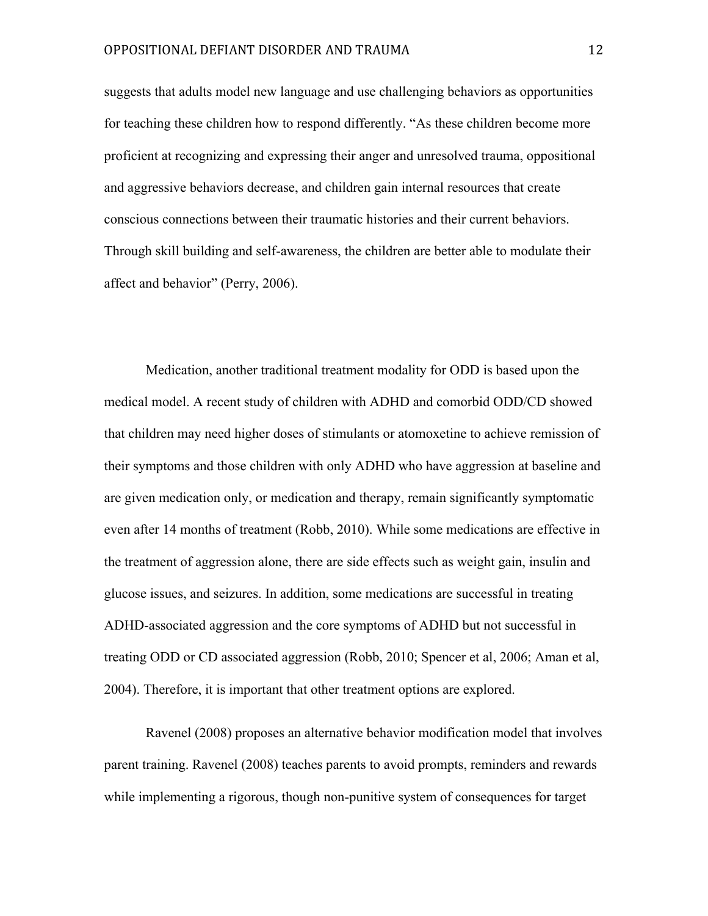suggests that adults model new language and use challenging behaviors as opportunities for teaching these children how to respond differently. "As these children become more proficient at recognizing and expressing their anger and unresolved trauma, oppositional and aggressive behaviors decrease, and children gain internal resources that create conscious connections between their traumatic histories and their current behaviors. Through skill building and self-awareness, the children are better able to modulate their affect and behavior" (Perry, 2006).

Medication, another traditional treatment modality for ODD is based upon the medical model. A recent study of children with ADHD and comorbid ODD/CD showed that children may need higher doses of stimulants or atomoxetine to achieve remission of their symptoms and those children with only ADHD who have aggression at baseline and are given medication only, or medication and therapy, remain significantly symptomatic even after 14 months of treatment (Robb, 2010). While some medications are effective in the treatment of aggression alone, there are side effects such as weight gain, insulin and glucose issues, and seizures. In addition, some medications are successful in treating ADHD-associated aggression and the core symptoms of ADHD but not successful in treating ODD or CD associated aggression (Robb, 2010; Spencer et al, 2006; Aman et al, 2004). Therefore, it is important that other treatment options are explored.

Ravenel (2008) proposes an alternative behavior modification model that involves parent training. Ravenel (2008) teaches parents to avoid prompts, reminders and rewards while implementing a rigorous, though non-punitive system of consequences for target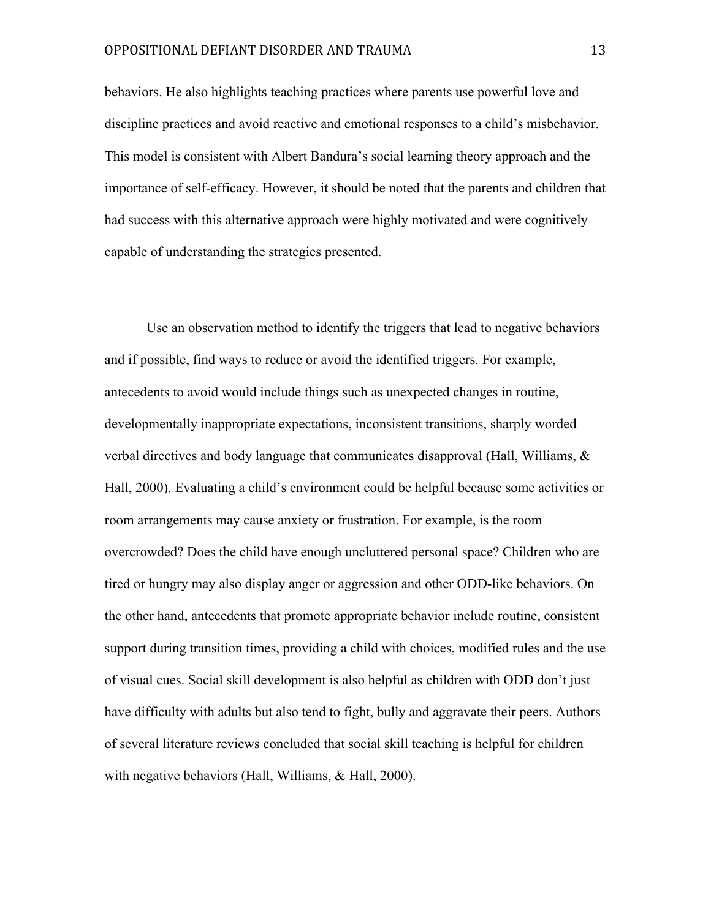behaviors. He also highlights teaching practices where parents use powerful love and discipline practices and avoid reactive and emotional responses to a child's misbehavior. This model is consistent with Albert Bandura's social learning theory approach and the importance of self-efficacy. However, it should be noted that the parents and children that had success with this alternative approach were highly motivated and were cognitively capable of understanding the strategies presented.

Use an observation method to identify the triggers that lead to negative behaviors and if possible, find ways to reduce or avoid the identified triggers. For example, antecedents to avoid would include things such as unexpected changes in routine, developmentally inappropriate expectations, inconsistent transitions, sharply worded verbal directives and body language that communicates disapproval (Hall, Williams, & Hall, 2000). Evaluating a child's environment could be helpful because some activities or room arrangements may cause anxiety or frustration. For example, is the room overcrowded? Does the child have enough uncluttered personal space? Children who are tired or hungry may also display anger or aggression and other ODD-like behaviors. On the other hand, antecedents that promote appropriate behavior include routine, consistent support during transition times, providing a child with choices, modified rules and the use of visual cues. Social skill development is also helpful as children with ODD don't just have difficulty with adults but also tend to fight, bully and aggravate their peers. Authors of several literature reviews concluded that social skill teaching is helpful for children with negative behaviors (Hall, Williams, & Hall, 2000).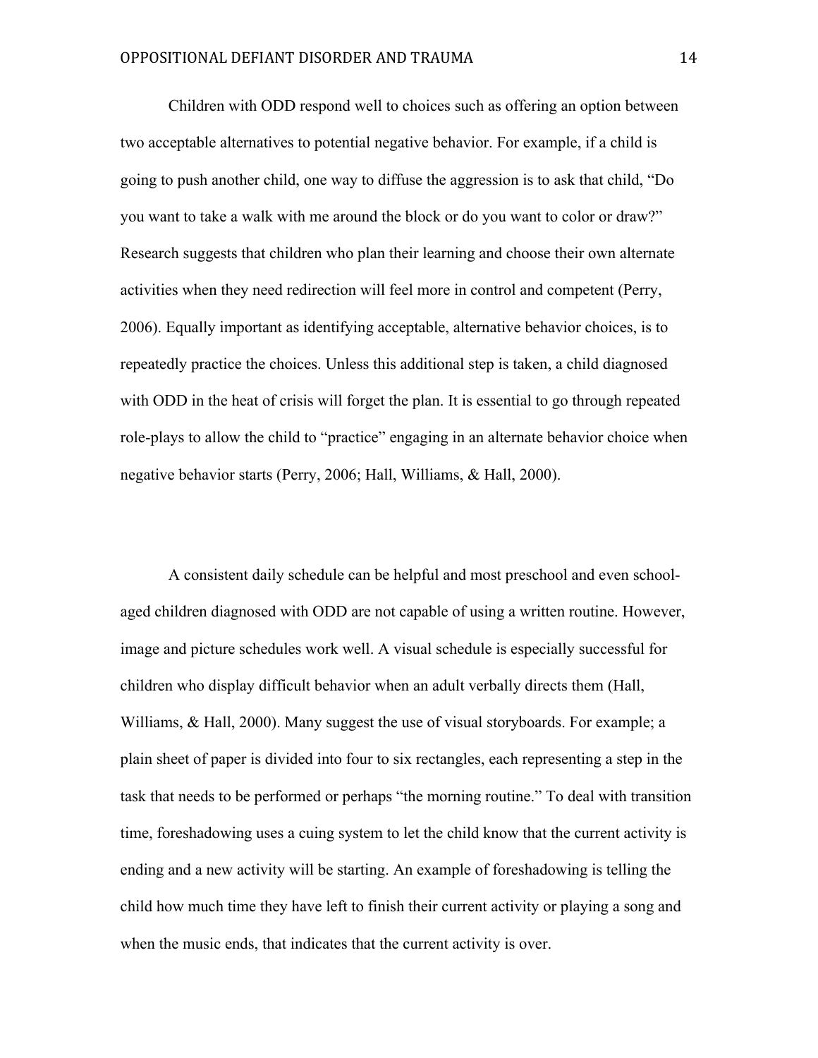Children with ODD respond well to choices such as offering an option between two acceptable alternatives to potential negative behavior. For example, if a child is going to push another child, one way to diffuse the aggression is to ask that child, "Do you want to take a walk with me around the block or do you want to color or draw?" Research suggests that children who plan their learning and choose their own alternate activities when they need redirection will feel more in control and competent (Perry, 2006). Equally important as identifying acceptable, alternative behavior choices, is to repeatedly practice the choices. Unless this additional step is taken, a child diagnosed with ODD in the heat of crisis will forget the plan. It is essential to go through repeated role-plays to allow the child to "practice" engaging in an alternate behavior choice when negative behavior starts (Perry, 2006; Hall, Williams, & Hall, 2000).

A consistent daily schedule can be helpful and most preschool and even school-aged children diagnosed with ODD are not capable of using a written routine. However, image and picture schedules work well. A visual schedule is especially successful for children who display difficult behavior when an adult verbally directs them (Hall, Williams, & Hall, 2000). Many suggest the use of visual storyboards. For example; a plain sheet of paper is divided into four to six rectangles, each representing a step in the task that needs to be performed or perhaps "the morning routine." To deal with transition time, foreshadowing uses a cuing system to let the child know that the current activity is ending and a new activity will be starting. An example of foreshadowing is telling the child how much time they have left to finish their current activity or playing a song and when the music ends, that indicates that the current activity is over.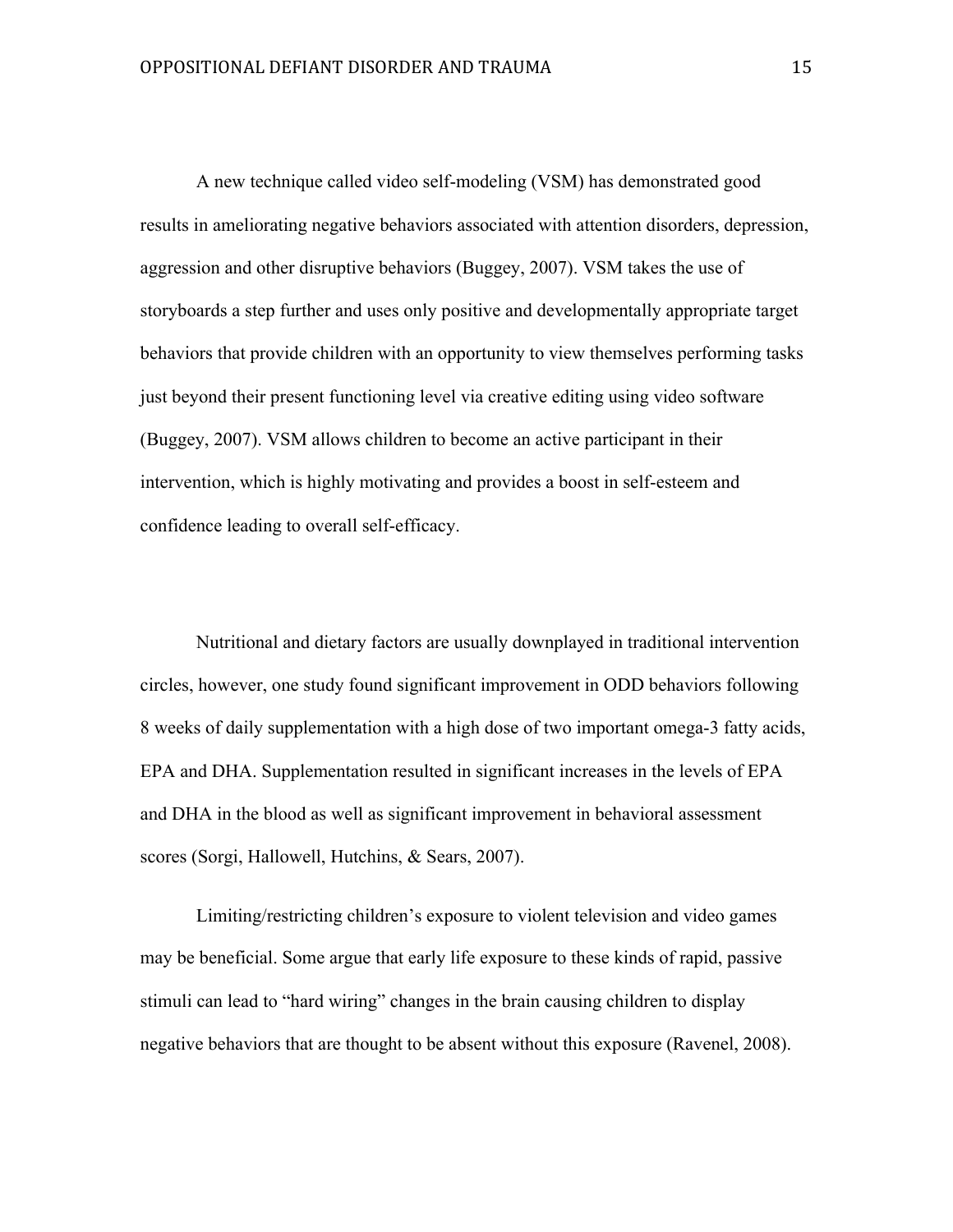A new technique called video self-modeling (VSM) has demonstrated good results in ameliorating negative behaviors associated with attention disorders, depression, aggression and other disruptive behaviors (Buggey, 2007). VSM takes the use of storyboards a step further and uses only positive and developmentally appropriate target behaviors that provide children with an opportunity to view themselves performing tasks just beyond their present functioning level via creative editing using video software (Buggey, 2007). VSM allows children to become an active participant in their intervention, which is highly motivating and provides a boost in self-esteem and confidence leading to overall self-efficacy.

Nutritional and dietary factors are usually downplayed in traditional intervention circles, however, one study found significant improvement in ODD behaviors following 8 weeks of daily supplementation with a high dose of two important omega-3 fatty acids, EPA and DHA. Supplementation resulted in significant increases in the levels of EPA and DHA in the blood as well as significant improvement in behavioral assessment scores (Sorgi, Hallowell, Hutchins, & Sears, 2007).

Limiting/restricting children's exposure to violent television and video games may be beneficial. Some argue that early life exposure to these kinds of rapid, passive stimuli can lead to "hard wiring" changes in the brain causing children to display negative behaviors that are thought to be absent without this exposure (Ravenel, 2008).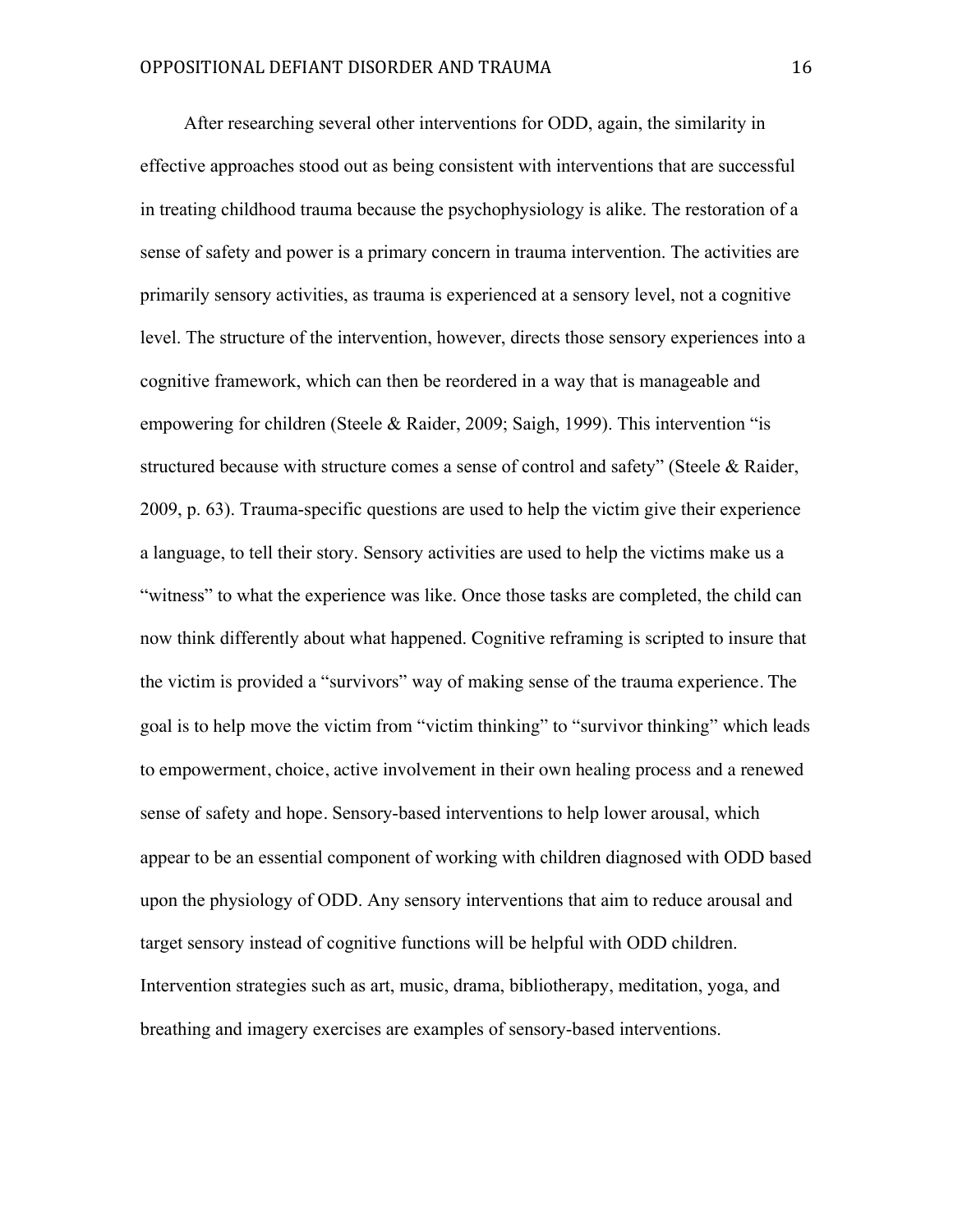After researching several other interventions for ODD, again, the similarity in effective approaches stood out as being consistent with interventions that are successful in treating childhood trauma because the psychophysiology is alike. The restoration of a sense of safety and power is a primary concern in trauma intervention. The activities are primarily sensory activities, as trauma is experienced at a sensory level, not a cognitive level. The structure of the intervention, however, directs those sensory experiences into a cognitive framework, which can then be reordered in a way that is manageable and empowering for children (Steele & Raider, 2009; Saigh, 1999). This intervention "is structured because with structure comes a sense of control and safety" (Steele & Raider, 2009, p. 63). Trauma-specific questions are used to help the victim give their experience a language, to tell their story. Sensory activities are used to help the victims make us a "witness" to what the experience was like. Once those tasks are completed, the child can now think differently about what happened. Cognitive reframing is scripted to insure that the victim is provided a "survivors" way of making sense of the trauma experience. The goal is to help move the victim from "victim thinking" to "survivor thinking" which leads to empowerment, choice, active involvement in their own healing process and a renewed sense of safety and hope. Sensory-based interventions to help lower arousal, which appear to be an essential component of working with children diagnosed with ODD based upon the physiology of ODD. Any sensory interventions that aim to reduce arousal and target sensory instead of cognitive functions will be helpful with ODD children. Intervention strategies such as art, music, drama, bibliotherapy, meditation, yoga, and breathing and imagery exercises are examples of sensory-based interventions.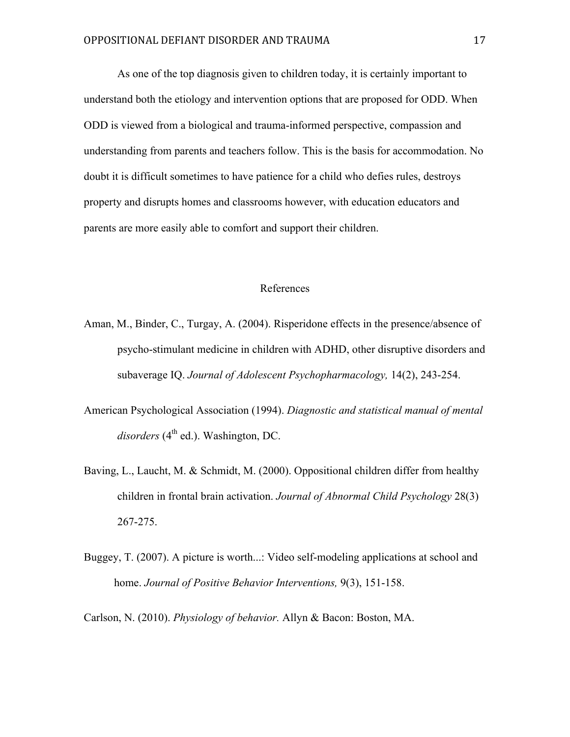As one of the top diagnosis given to children today, it is certainly important to understand both the etiology and intervention options that are proposed for ODD. When ODD is viewed from a biological and trauma-informed perspective, compassion and understanding from parents and teachers follow. This is the basis for accommodation. No doubt it is difficult sometimes to have patience for a child who defies rules, destroys property and disrupts homes and classrooms however, with education educators and parents are more easily able to comfort and support their children.

## References

Aman, M., Binder, C., Turgay, A. (2004). Risperidone effects in the presence/absence of psycho-stimulant medicine in children with ADHD, other disruptive disorders and subaverage IQ. *Journal of Adolescent Psychopharmacology,* 14(2), 243-254.

American Psychological Association (1994). *Diagnostic and statistical manual of mental disorders* (4th ed.). Washington, DC.

Baving, L., Laucht, M. & Schmidt, M. (2000). Oppositional children differ from healthy children in frontal brain activation. *Journal of Abnormal Child Psychology* 28(3) 267-275.

Buggey, T. (2007). A picture is worth...: Video self-modeling applications at school and home. *Journal of Positive Behavior Interventions,* 9(3), 151-158.

Carlson, N. (2010). *Physiology of behavior.* Allyn & Bacon: Boston, MA.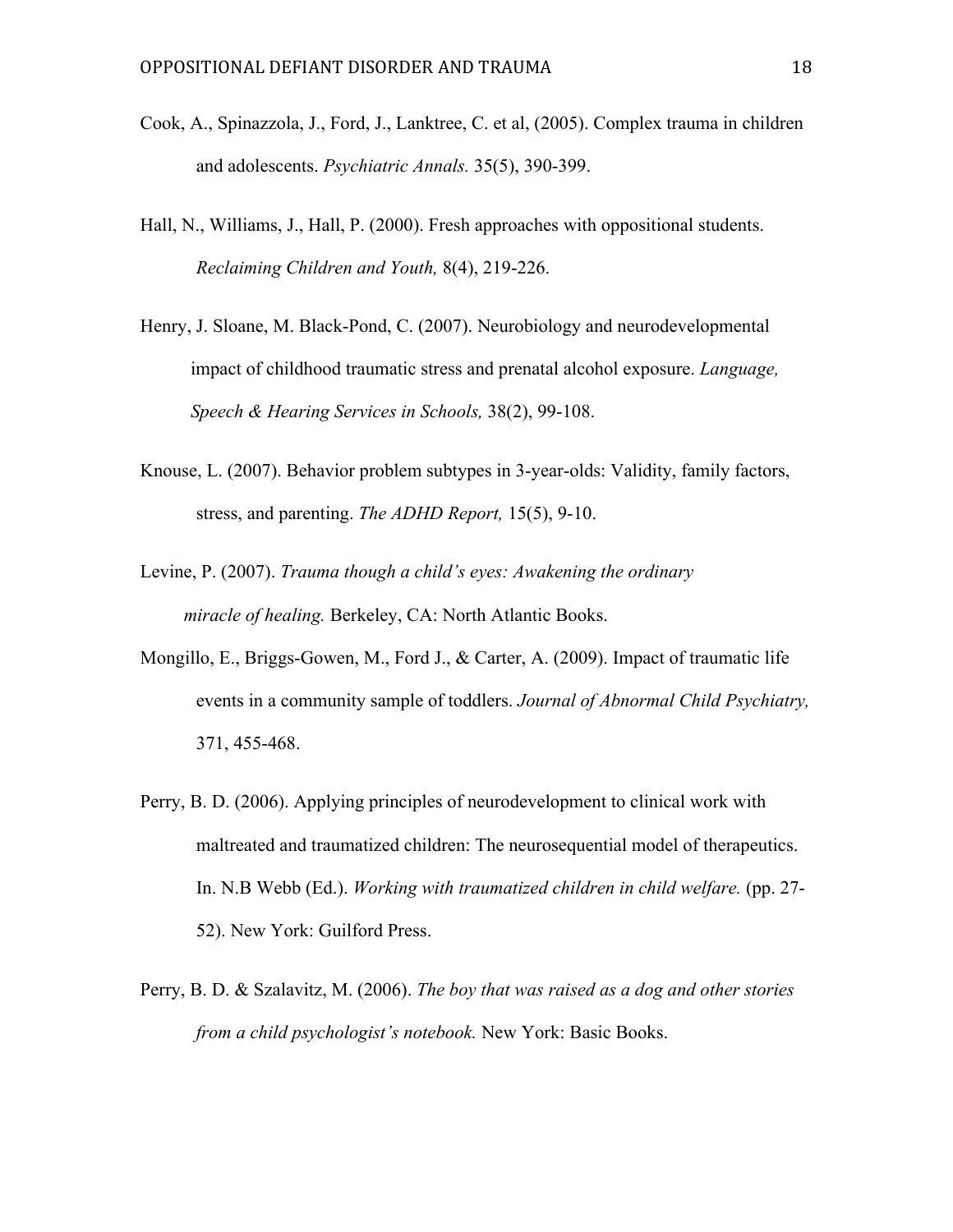Cook, A., Spinazzola, J., Ford, J., Lanktree, C. et al, (2005). Complex trauma in children and adolescents. *Psychiatric Annals.* 35(5), 390-399.

Hall, N., Williams, J., Hall, P. (2000). Fresh approaches with oppositional students. *Reclaiming Children and Youth,* 8(4), 219-226.

Henry, J. Sloane, M. Black-Pond, C. (2007). Neurobiology and neurodevelopmental impact of childhood traumatic stress and prenatal alcohol exposure. *Language, Speech & Hearing Services in Schools,* 38(2), 99-108.

Knouse, L. (2007). Behavior problem subtypes in 3-year-olds: Validity, family factors, stress, and parenting. *The ADHD Report,* 15(5), 9-10.

Levine, P. (2007). *Trauma though a child's eyes: Awakening the ordinary miracle of healing.* Berkeley, CA: North Atlantic Books.

Mongillo, E., Briggs-Gowen, M., Ford J., & Carter, A. (2009). Impact of traumatic life events in a community sample of toddlers. *Journal of Abnormal Child Psychiatry,* 371, 455-468.

Perry, B. D. (2006). Applying principles of neurodevelopment to clinical work with maltreated and traumatized children: The neurosequential model of therapeutics. In. N.B Webb (Ed.). *Working with traumatized children in child welfare.* (pp. 27-52). New York: Guilford Press.

Perry, B. D. & Szalavitz, M. (2006). *The boy that was raised as a dog and other stories from a child psychologist's notebook.* New York: Basic Books.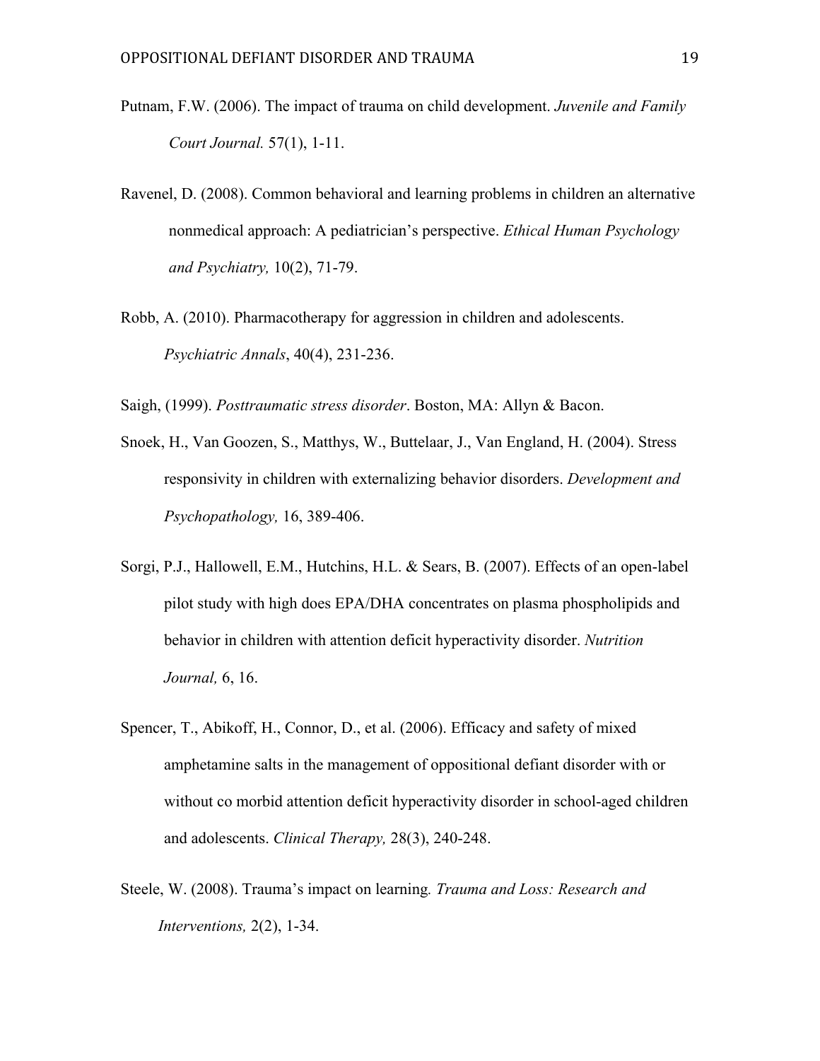Putnam, F.W. (2006). The impact of trauma on child development. *Juvenile and Family Court Journal.* 57(1), 1-11.

Ravenel, D. (2008). Common behavioral and learning problems in children an alternative nonmedical approach: A pediatrician's perspective. *Ethical Human Psychology and Psychiatry,* 10(2), 71-79.

Robb, A. (2010). Pharmacotherapy for aggression in children and adolescents. *Psychiatric Annals*, 40(4), 231-236.

Saigh, (1999). *Posttraumatic stress disorder*. Boston, MA: Allyn & Bacon.

Snoek, H., Van Goozen, S., Matthys, W., Buttelaar, J., Van England, H. (2004). Stress responsivity in children with externalizing behavior disorders. *Development and Psychopathology,* 16, 389-406.

Sorgi, P.J., Hallowell, E.M., Hutchins, H.L. & Sears, B. (2007). Effects of an open-label pilot study with high does EPA/DHA concentrates on plasma phospholipids and behavior in children with attention deficit hyperactivity disorder. *Nutrition Journal,* 6, 16.

Spencer, T., Abikoff, H., Connor, D., et al. (2006). Efficacy and safety of mixed amphetamine salts in the management of oppositional defiant disorder with or without co morbid attention deficit hyperactivity disorder in school-aged children and adolescents. *Clinical Therapy,* 28(3), 240-248.

Steele, W. (2008). Trauma's impact on learning*. Trauma and Loss: Research and Interventions,* 2(2), 1-34.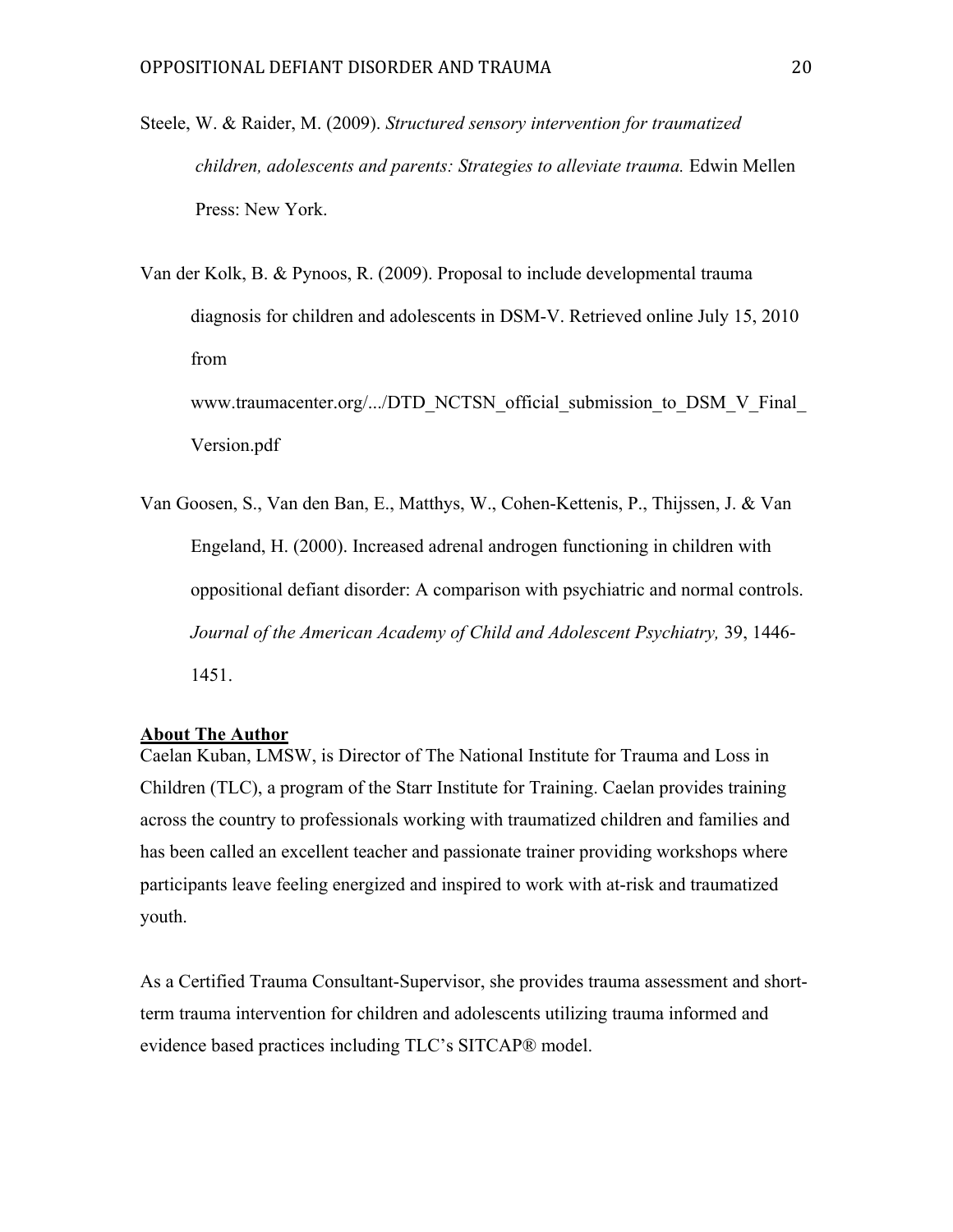Steele, W. & Raider, M. (2009). *Structured sensory intervention for traumatized children, adolescents and parents: Strategies to alleviate trauma.* Edwin Mellen Press: New York.

Van der Kolk, B. & Pynoos, R. (2009). Proposal to include developmental trauma diagnosis for children and adolescents in DSM-V. Retrieved online July 15, 2010 from www.traumacenter.org/.../DTD_NCTSN_official_submission_to_DSM_V_Final_Version.pdf

Van Goosen, S., Van den Ban, E., Matthys, W., Cohen-Kettenis, P., Thijssen, J. & Van Engeland, H. (2000). Increased adrenal androgen functioning in children with oppositional defiant disorder: A comparison with psychiatric and normal controls. *Journal of the American Academy of Child and Adolescent Psychiatry,* 39, 1446-1451.

**About The Author**

Caelan Kuban, LMSW, is Director of The National Institute for Trauma and Loss in Children (TLC), a program of the Starr Institute for Training. Caelan provides training across the country to professionals working with traumatized children and families and has been called an excellent teacher and passionate trainer providing workshops where participants leave feeling energized and inspired to work with at-risk and traumatized youth.

As a Certified Trauma Consultant-Supervisor, she provides trauma assessment and short-term trauma intervention for children and adolescents utilizing trauma informed and evidence based practices including TLC's SITCAP® model.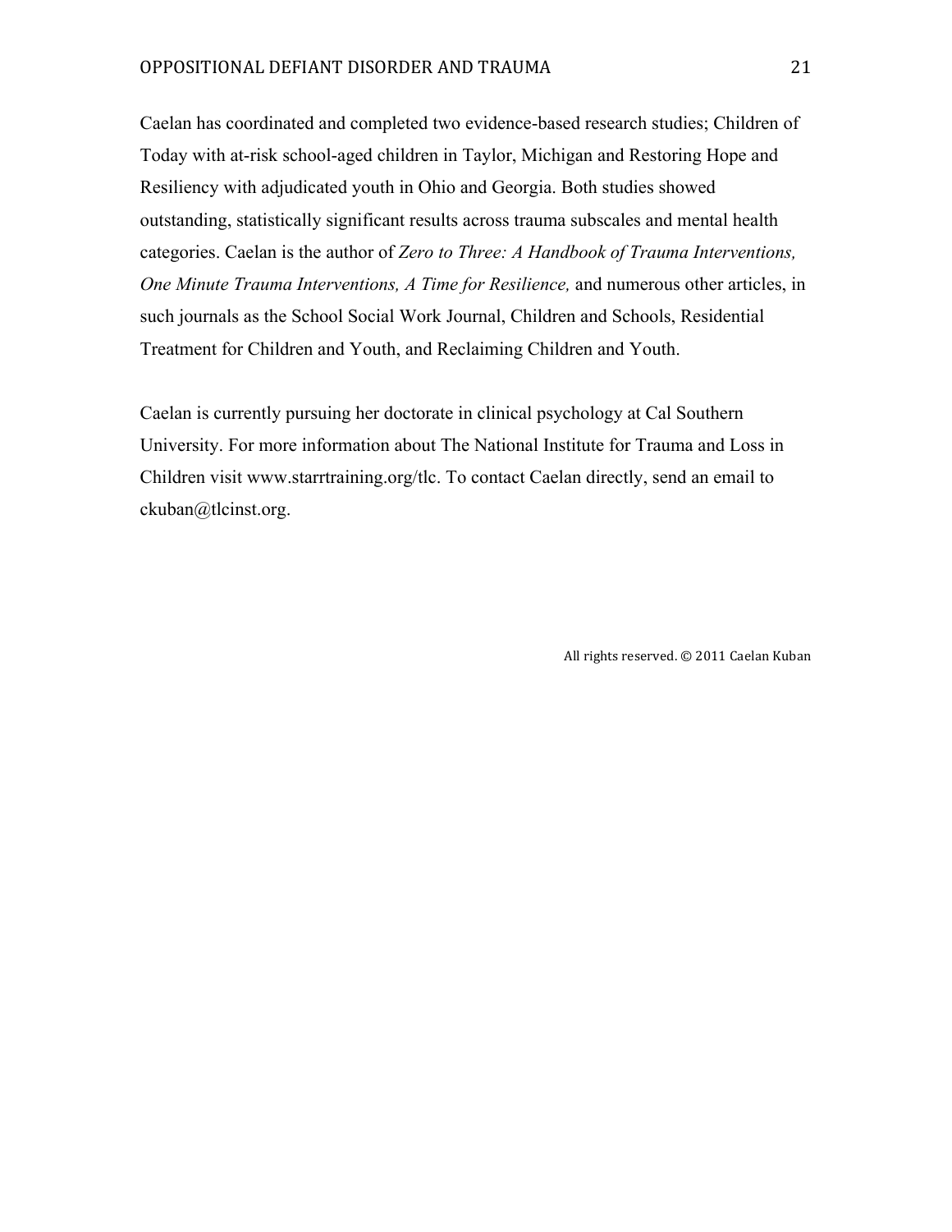Caelan has coordinated and completed two evidence-based research studies; Children of Today with at-risk school-aged children in Taylor, Michigan and Restoring Hope and Resiliency with adjudicated youth in Ohio and Georgia. Both studies showed outstanding, statistically significant results across trauma subscales and mental health categories. Caelan is the author of *Zero to Three: A Handbook of Trauma Interventions, One Minute Trauma Interventions, A Time for Resilience,* and numerous other articles, in such journals as the School Social Work Journal, Children and Schools, Residential Treatment for Children and Youth, and Reclaiming Children and Youth.

Caelan is currently pursuing her doctorate in clinical psychology at Cal Southern University. For more information about The National Institute for Trauma and Loss in Children visit www.starrtraining.org/tlc. To contact Caelan directly, send an email to ckuban@tlcinst.org.

All rights reserved. © 2011 Caelan Kuban